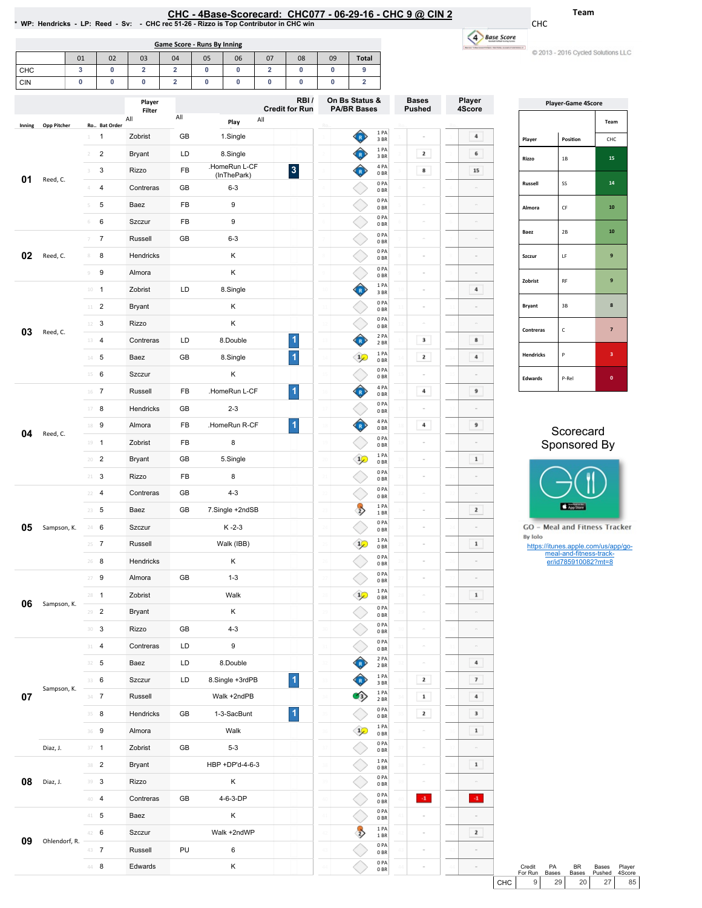# CHC - 4Base-Scorecard: CHC077 - 06-29-16 - CHC 9 @ CIN 2

* WP: Hendricks - LP: Reed - Sv: - CHC rec 51-26 - Rizzo is Top Contributor in CHC win

Team: CHC

© 2013 - 2016 Cycled Solutions LLC

**Game Score - Runs By Inning**

| | 01 | 02 | 03 | 04 | 05 | 06 | 07 | 08 | 09 | Total |
|---|---|---|---|---|---|---|---|---|---|---|
| CHC | 3 | 0 | 2 | 2 | 0 | 0 | 2 | 0 | 0 | 9 |
| CIN | 0 | 0 | 0 | 2 | 0 | 0 | 0 | 0 | 0 | 2 |

| Inning | Opp Pitcher | Ro.. | Bat Order | Player | | Play | RBI / Credit for Run | On Bs Status & PA/BR Bases | Bases Pushed | Player 4Score |
|---|---|---|---|---|---|---|---|---|---|---|
| 01 | Reed, C. | 1 | 1 | Zobrist | GB | 1.Single | | 1 PA 3 BR | - | 4 |
| | | 2 | 2 | Bryant | LD | 8.Single | | 1 PA 3 BR | 2 | 6 |
| | | 3 | 3 | Rizzo | FB | .HomeRun L-CF (InThePark) | 3 | 4 PA 0 BR | 8 | 15 |
| | | 4 | 4 | Contreras | GB | 6-3 | | 0 PA 0 BR | - | - |
| | | 5 | 5 | Baez | FB | 9 | | 0 PA 0 BR | - | - |
| | | 6 | 6 | Szczur | FB | 9 | | 0 PA 0 BR | - | - |
| 02 | Reed, C. | 7 | 7 | Russell | GB | 6-3 | | 0 PA 0 BR | - | - |
| | | 8 | 8 | Hendricks | | K | | 0 PA 0 BR | - | - |
| | | 9 | 9 | Almora | | K | | 0 PA 0 BR | - | - |
| 03 | Reed, C. | 10 | 1 | Zobrist | LD | 8.Single | | 1 PA 3 BR | - | 4 |
| | | 11 | 2 | Bryant | | K | | 0 PA 0 BR | - | - |
| | | 12 | 3 | Rizzo | | K | | 0 PA 0 BR | - | - |
| | | 13 | 4 | Contreras | LD | 8.Double | 1 | 2 PA 2 BR | 3 | 8 |
| | | 14 | 5 | Baez | GB | 8.Single | 1 | 1 PA 0 BR | 2 | 4 |
| | | 15 | 6 | Szczur | | K | | 0 PA 0 BR | - | - |
| 04 | Reed, C. | 16 | 7 | Russell | FB | .HomeRun L-CF | 1 | 4 PA 0 BR | 4 | 9 |
| | | 17 | 8 | Hendricks | GB | 2-3 | | 0 PA 0 BR | - | - |
| | | 18 | 9 | Almora | FB | .HomeRun R-CF | 1 | 4 PA 0 BR | 4 | 9 |
| | | 19 | 1 | Zobrist | FB | 8 | | 0 PA 0 BR | - | - |
| | | 20 | 2 | Bryant | GB | 5.Single | | 1 PA 0 BR | - | 1 |
| | | 21 | 3 | Rizzo | FB | 8 | | 0 PA 0 BR | - | - |
| 05 | Sampson, K. | 22 | 4 | Contreras | GB | 4-3 | | 0 PA 0 BR | - | - |
| | | 23 | 5 | Baez | GB | 7.Single +2ndSB | | 1 PA 1 BR | - | 2 |
| | | 24 | 6 | Szczur | | K -2-3 | | 0 PA 0 BR | - | - |
| | | 25 | 7 | Russell | | Walk (IBB) | | 1 PA 0 BR | - | 1 |
| | | 26 | 8 | Hendricks | | K | | 0 PA 0 BR | - | - |
| 06 | Sampson, K. | 27 | 9 | Almora | GB | 1-3 | | 0 PA 0 BR | - | - |
| | | 28 | 1 | Zobrist | | Walk | | 1 PA 0 BR | - | 1 |
| | | 29 | 2 | Bryant | | K | | 0 PA 0 BR | - | - |
| | | 30 | 3 | Rizzo | GB | 4-3 | | 0 PA 0 BR | - | - |
| 07 | Sampson, K. | 31 | 4 | Contreras | LD | 9 | | 0 PA 0 BR | - | - |
| | | 32 | 5 | Baez | LD | 8.Double | | 2 PA 2 BR | - | 4 |
| | | 33 | 6 | Szczur | LD | 8.Single +3rdPB | 1 | 1 PA 3 BR | 2 | 7 |
| | | 34 | 7 | Russell | | Walk +2ndPB | | 1 PA 2 BR | 1 | 4 |
| | | 35 | 8 | Hendricks | GB | 1-3-SacBunt | 1 | 0 PA 0 BR | 2 | 3 |
| | | 36 | 9 | Almora | | Walk | | 1 PA 0 BR | - | 1 |
| | Diaz, J. | 37 | 1 | Zobrist | GB | 5-3 | | 0 PA 0 BR | - | - |
| 08 | Diaz, J. | 38 | 2 | Bryant | | HBP +DP'd-4-6-3 | | 1 PA 0 BR | - | 1 |
| | | 39 | 3 | Rizzo | | K | | 0 PA 0 BR | - | - |
| | | 40 | 4 | Contreras | GB | 4-6-3-DP | | 0 PA 0 BR | -1 | -1 |
| 09 | Ohlendorf, R. | 41 | 5 | Baez | | K | | 0 PA 0 BR | - | - |
| | | 42 | 6 | Szczur | | Walk +2ndWP | | 1 PA 1 BR | - | 2 |
| | | 43 | 7 | Russell | PU | 6 | | 0 PA 0 BR | - | - |
| | | 44 | 8 | Edwards | | K | | 0 PA 0 BR | - | - |

**Player-Game 4Score**

| Player | Position | CHC |
|---|---|---|
| Rizzo | 1B | 15 |
| Russell | SS | 14 |
| Almora | CF | 10 |
| Baez | 2B | 10 |
| Szczur | LF | 9 |
| Zobrist | RF | 9 |
| Bryant | 3B | 8 |
| Contreras | C | 7 |
| Hendricks | P | 3 |
| Edwards | P-Rel | 0 |

| | Credit For Run | PA Bases | BR Bases | Bases Pushed | Player 4Score |
|---|---|---|---|---|---|
| CHC | 9 | 29 | 20 | 27 | 85 |

Scorecard Sponsored By

GO - Meal and Fitness Tracker
By Iolo
https://itunes.apple.com/us/app/go-meal-and-fitness-track-er/id785910082?mt=8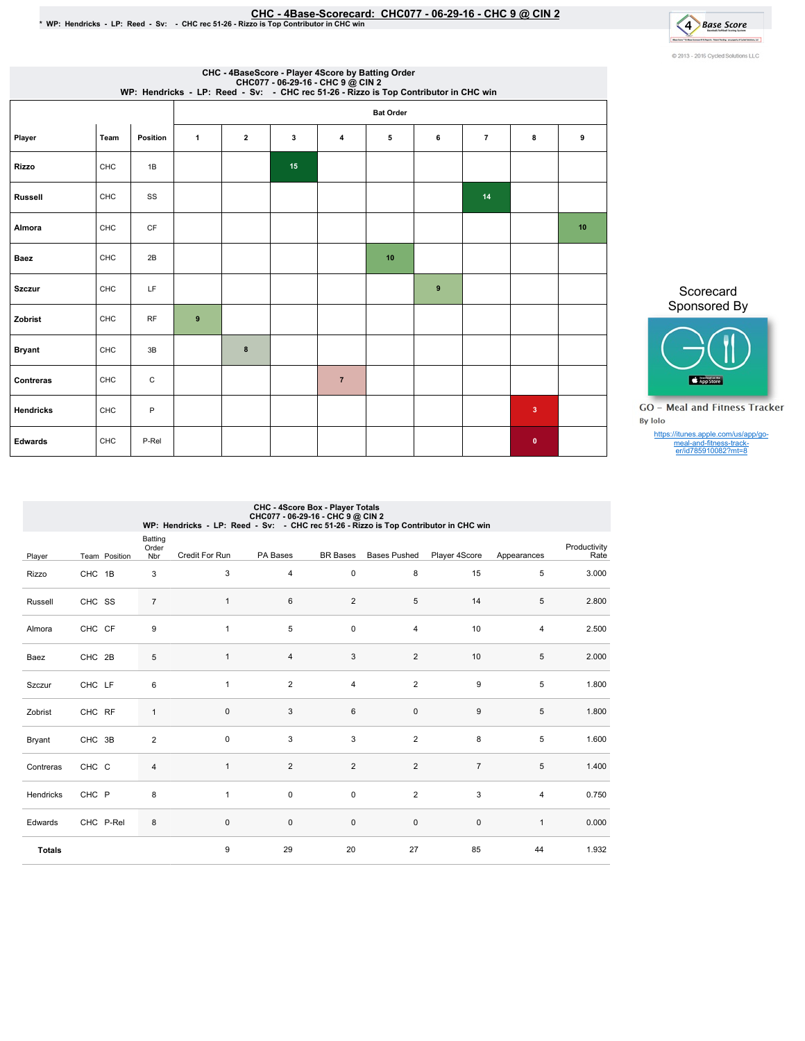# CHC - 4Base-Scorecard: CHC077 - 06-29-16 - CHC 9 @ CIN 2

* WP: Hendricks - LP: Reed - Sv: - CHC rec 51-26 - Rizzo is Top Contributor in CHC win

© 2013 - 2016 Cycled Solutions LLC

## CHC - 4BaseScore - Player 4Score by Batting Order
CHC077 - 06-29-16 - CHC 9 @ CIN 2
WP: Hendricks - LP: Reed - Sv: - CHC rec 51-26 - Rizzo is Top Contributor in CHC win

| | | | Bat Order | | | | | | | | |
|---|---|---|---|---|---|---|---|---|---|---|---|
| Player | Team | Position | 1 | 2 | 3 | 4 | 5 | 6 | 7 | 8 | 9 |
| Rizzo | CHC | 1B | | | 15 | | | | | | |
| Russell | CHC | SS | | | | | | | 14 | | |
| Almora | CHC | CF | | | | | | | | | 10 |
| Baez | CHC | 2B | | | | | 10 | | | | |
| Szczur | CHC | LF | | | | | | 9 | | | |
| Zobrist | CHC | RF | 9 | | | | | | | | |
| Bryant | CHC | 3B | | 8 | | | | | | | |
| Contreras | CHC | C | | | | 7 | | | | | |
| Hendricks | CHC | P | | | | | | | | 3 | |
| Edwards | CHC | P-Rel | | | | | | | | 0 | |

Scorecard Sponsored By

GO - Meal and Fitness Tracker
By Iolo

https://itunes.apple.com/us/app/go-meal-and-fitness-track-er/id785910082?mt=8

## CHC - 4Score Box - Player Totals
CHC077 - 06-29-16 - CHC 9 @ CIN 2
WP: Hendricks - LP: Reed - Sv: - CHC rec 51-26 - Rizzo is Top Contributor in CHC win

| Player | Team | Position | Batting Order Nbr | Credit For Run | PA Bases | BR Bases | Bases Pushed | Player 4Score | Appearances | Productivity Rate |
|---|---|---|---|---|---|---|---|---|---|---|
| Rizzo | CHC | 1B | 3 | 3 | 4 | 0 | 8 | 15 | 5 | 3.000 |
| Russell | CHC | SS | 7 | 1 | 6 | 2 | 5 | 14 | 5 | 2.800 |
| Almora | CHC | CF | 9 | 1 | 5 | 0 | 4 | 10 | 4 | 2.500 |
| Baez | CHC | 2B | 5 | 1 | 4 | 3 | 2 | 10 | 5 | 2.000 |
| Szczur | CHC | LF | 6 | 1 | 2 | 4 | 2 | 9 | 5 | 1.800 |
| Zobrist | CHC | RF | 1 | 0 | 3 | 6 | 0 | 9 | 5 | 1.800 |
| Bryant | CHC | 3B | 2 | 0 | 3 | 3 | 2 | 8 | 5 | 1.600 |
| Contreras | CHC | C | 4 | 1 | 2 | 2 | 2 | 7 | 5 | 1.400 |
| Hendricks | CHC | P | 8 | 1 | 0 | 0 | 2 | 3 | 4 | 0.750 |
| Edwards | CHC | P-Rel | 8 | 0 | 0 | 0 | 0 | 0 | 1 | 0.000 |
| **Totals** | | | | 9 | 29 | 20 | 27 | 85 | 44 | 1.932 |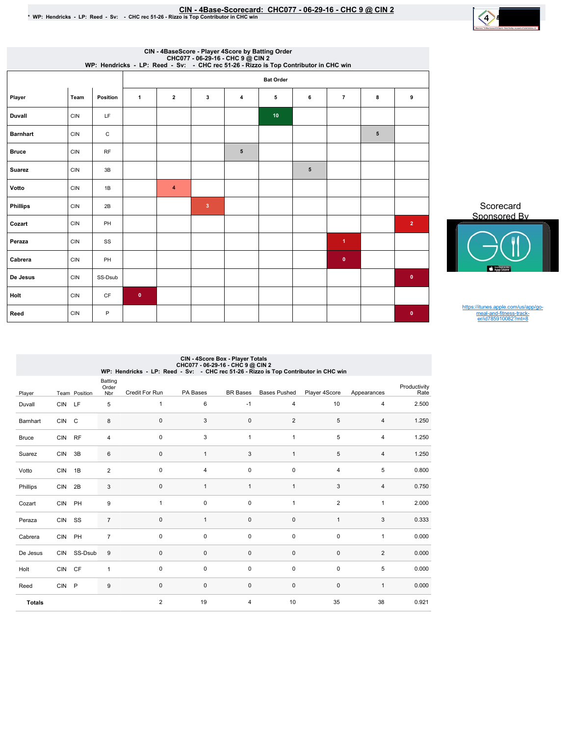# CIN - 4Base-Scorecard: CHC077 - 06-29-16 - CHC 9 @ CIN 2

* WP: Hendricks - LP: Reed - Sv: - CHC rec 51-26 - Rizzo is Top Contributor in CHC win

## CIN - 4BaseScore - Player 4Score by Batting Order
CHC077 - 06-29-16 - CHC 9 @ CIN 2
WP: Hendricks - LP: Reed - Sv: - CHC rec 51-26 - Rizzo is Top Contributor in CHC win

| Player | Team | Position | Bat Order 1 | 2 | 3 | 4 | 5 | 6 | 7 | 8 | 9 |
|---|---|---|---|---|---|---|---|---|---|---|---|
| Duvall | CIN | LF | | | | | 10 | | | | |
| Barnhart | CIN | C | | | | | | | | 5 | |
| Bruce | CIN | RF | | | | 5 | | | | | |
| Suarez | CIN | 3B | | | | | | 5 | | | |
| Votto | CIN | 1B | | 4 | | | | | | | |
| Phillips | CIN | 2B | | | 3 | | | | | | |
| Cozart | CIN | PH | | | | | | | | | 2 |
| Peraza | CIN | SS | | | | | | | 1 | | |
| Cabrera | CIN | PH | | | | | | | 0 | | |
| De Jesus | CIN | SS-Dsub | | | | | | | | | 0 |
| Holt | CIN | CF | 0 | | | | | | | | |
| Reed | CIN | P | | | | | | | | | 0 |

Scorecard Sponsored By

https://itunes.apple.com/us/app/go-meal-and-fitness-track-er/id785910082?mt=8

## CIN - 4Score Box - Player Totals
CHC077 - 06-29-16 - CHC 9 @ CIN 2
WP: Hendricks - LP: Reed - Sv: - CHC rec 51-26 - Rizzo is Top Contributor in CHC win

| Player | Team | Position | Batting Order Nbr | Credit For Run | PA Bases | BR Bases | Bases Pushed | Player 4Score | Appearances | Productivity Rate |
|---|---|---|---|---|---|---|---|---|---|---|
| Duvall | CIN | LF | 5 | 1 | 6 | -1 | 4 | 10 | 4 | 2.500 |
| Barnhart | CIN | C | 8 | 0 | 3 | 0 | 2 | 5 | 4 | 1.250 |
| Bruce | CIN | RF | 4 | 0 | 3 | 1 | 1 | 5 | 4 | 1.250 |
| Suarez | CIN | 3B | 6 | 0 | 1 | 3 | 1 | 5 | 4 | 1.250 |
| Votto | CIN | 1B | 2 | 0 | 4 | 0 | 0 | 4 | 5 | 0.800 |
| Phillips | CIN | 2B | 3 | 0 | 1 | 1 | 1 | 3 | 4 | 0.750 |
| Cozart | CIN | PH | 9 | 1 | 0 | 0 | 1 | 2 | 1 | 2.000 |
| Peraza | CIN | SS | 7 | 0 | 1 | 0 | 0 | 1 | 3 | 0.333 |
| Cabrera | CIN | PH | 7 | 0 | 0 | 0 | 0 | 0 | 1 | 0.000 |
| De Jesus | CIN | SS-Dsub | 9 | 0 | 0 | 0 | 0 | 0 | 2 | 0.000 |
| Holt | CIN | CF | 1 | 0 | 0 | 0 | 0 | 0 | 5 | 0.000 |
| Reed | CIN | P | 9 | 0 | 0 | 0 | 0 | 0 | 1 | 0.000 |
| **Totals** | | | | 2 | 19 | 4 | 10 | 35 | 38 | 0.921 |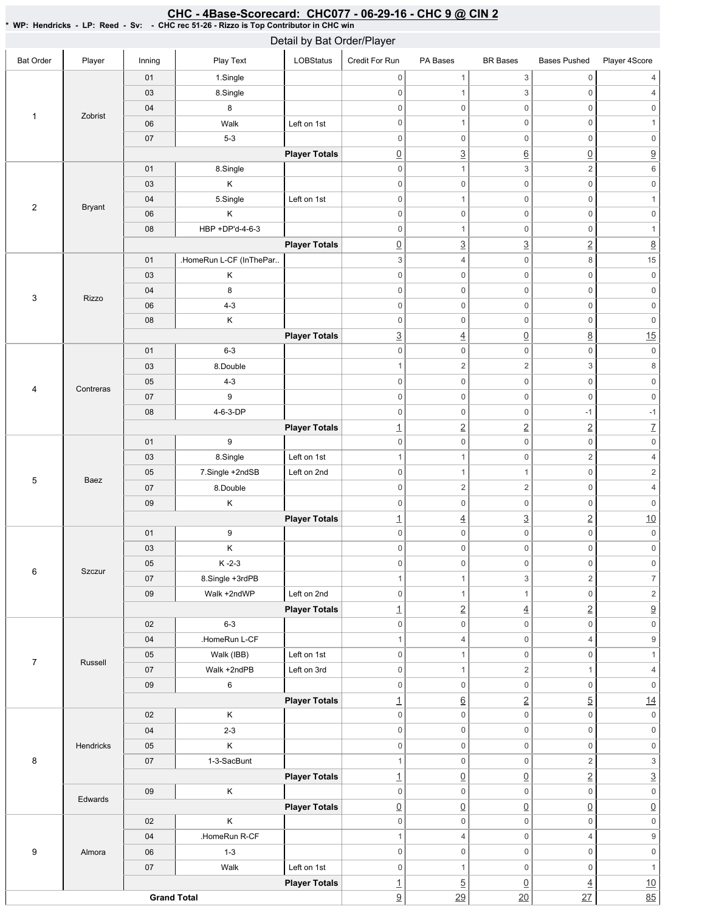# CHC - 4Base-Scorecard: CHC077 - 06-29-16 - CHC 9 @ CIN 2

* WP: Hendricks - LP: Reed - Sv: - CHC rec 51-26 - Rizzo is Top Contributor in CHC win

## Detail by Bat Order/Player

| Bat Order | Player | Inning | Play Text | LOBStatus | Credit For Run | PA Bases | BR Bases | Bases Pushed | Player 4Score |
|---|---|---|---|---|---|---|---|---|---|
| 1 | Zobrist | 01 | 1.Single | | 0 | 1 | 3 | 0 | 4 |
| | | 03 | 8.Single | | 0 | 1 | 3 | 0 | 4 |
| | | 04 | 8 | | 0 | 0 | 0 | 0 | 0 |
| | | 06 | Walk | Left on 1st | 0 | 1 | 0 | 0 | 1 |
| | | 07 | 5-3 | | 0 | 0 | 0 | 0 | 0 |
| | | | | Player Totals | 0 | 3 | 6 | 0 | 9 |
| 2 | Bryant | 01 | 8.Single | | 0 | 1 | 3 | 2 | 6 |
| | | 03 | K | | 0 | 0 | 0 | 0 | 0 |
| | | 04 | 5.Single | Left on 1st | 0 | 1 | 0 | 0 | 1 |
| | | 06 | K | | 0 | 0 | 0 | 0 | 0 |
| | | 08 | HBP +DP'd-4-6-3 | | 0 | 1 | 0 | 0 | 1 |
| | | | | Player Totals | 0 | 3 | 3 | 2 | 8 |
| 3 | Rizzo | 01 | .HomeRun L-CF (InThePar.. | | 3 | 4 | 0 | 8 | 15 |
| | | 03 | K | | 0 | 0 | 0 | 0 | 0 |
| | | 04 | 8 | | 0 | 0 | 0 | 0 | 0 |
| | | 06 | 4-3 | | 0 | 0 | 0 | 0 | 0 |
| | | 08 | K | | 0 | 0 | 0 | 0 | 0 |
| | | | | Player Totals | 3 | 4 | 0 | 8 | 15 |
| 4 | Contreras | 01 | 6-3 | | 0 | 0 | 0 | 0 | 0 |
| | | 03 | 8.Double | | 1 | 2 | 2 | 3 | 8 |
| | | 05 | 4-3 | | 0 | 0 | 0 | 0 | 0 |
| | | 07 | 9 | | 0 | 0 | 0 | 0 | 0 |
| | | 08 | 4-6-3-DP | | 0 | 0 | 0 | -1 | -1 |
| | | | | Player Totals | 1 | 2 | 2 | 2 | 7 |
| 5 | Baez | 01 | 9 | | 0 | 0 | 0 | 0 | 0 |
| | | 03 | 8.Single | Left on 1st | 1 | 1 | 0 | 2 | 4 |
| | | 05 | 7.Single +2ndSB | Left on 2nd | 0 | 1 | 1 | 0 | 2 |
| | | 07 | 8.Double | | 0 | 2 | 2 | 0 | 4 |
| | | 09 | K | | 0 | 0 | 0 | 0 | 0 |
| | | | | Player Totals | 1 | 4 | 3 | 2 | 10 |
| 6 | Szczur | 01 | 9 | | 0 | 0 | 0 | 0 | 0 |
| | | 03 | K | | 0 | 0 | 0 | 0 | 0 |
| | | 05 | K -2-3 | | 0 | 0 | 0 | 0 | 0 |
| | | 07 | 8.Single +3rdPB | | 1 | 1 | 3 | 2 | 7 |
| | | 09 | Walk +2ndWP | Left on 2nd | 0 | 1 | 1 | 0 | 2 |
| | | | | Player Totals | 1 | 2 | 4 | 2 | 9 |
| 7 | Russell | 02 | 6-3 | | 0 | 0 | 0 | 0 | 0 |
| | | 04 | .HomeRun L-CF | | 1 | 4 | 0 | 4 | 9 |
| | | 05 | Walk (IBB) | Left on 1st | 0 | 1 | 0 | 0 | 1 |
| | | 07 | Walk +2ndPB | Left on 3rd | 0 | 1 | 2 | 1 | 4 |
| | | 09 | 6 | | 0 | 0 | 0 | 0 | 0 |
| | | | | Player Totals | 1 | 6 | 2 | 5 | 14 |
| 8 | Hendricks | 02 | K | | 0 | 0 | 0 | 0 | 0 |
| | | 04 | 2-3 | | 0 | 0 | 0 | 0 | 0 |
| | | 05 | K | | 0 | 0 | 0 | 0 | 0 |
| | | 07 | 1-3-SacBunt | | 1 | 0 | 0 | 2 | 3 |
| | | | | Player Totals | 1 | 0 | 0 | 2 | 3 |
| | Edwards | 09 | K | | 0 | 0 | 0 | 0 | 0 |
| | | | | Player Totals | 0 | 0 | 0 | 0 | 0 |
| 9 | Almora | 02 | K | | 0 | 0 | 0 | 0 | 0 |
| | | 04 | .HomeRun R-CF | | 1 | 4 | 0 | 4 | 9 |
| | | 06 | 1-3 | | 0 | 0 | 0 | 0 | 0 |
| | | 07 | Walk | Left on 1st | 0 | 1 | 0 | 0 | 1 |
| | | | | Player Totals | 1 | 5 | 0 | 4 | 10 |
| Grand Total | | | | | 9 | 29 | 20 | 27 | 85 |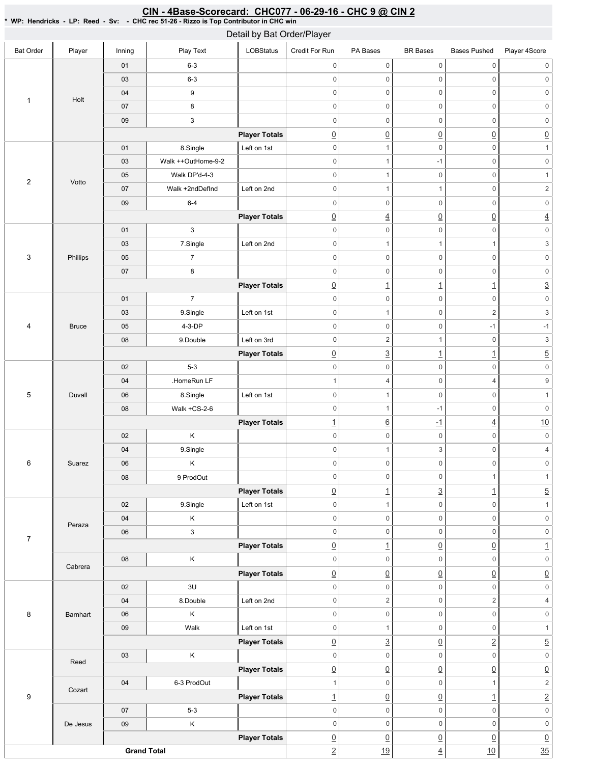## CIN - 4Base-Scorecard: CHC077 - 06-29-16 - CHC 9 @ CIN 2

**\* WP: Hendricks - LP: Reed - Sv: - CHC rec 51-26 - Rizzo is Top Contributor in CHC win**

### Detail by Bat Order/Player

| Bat Order | Player | Inning | Play Text | LOBStatus | Credit For Run | PA Bases | BR Bases | Bases Pushed | Player 4Score |
|---|---|---|---|---|---|---|---|---|---|
| 1 | Holt | 01 | 6-3 | | 0 | 0 | 0 | 0 | 0 |
| | | 03 | 6-3 | | 0 | 0 | 0 | 0 | 0 |
| | | 04 | 9 | | 0 | 0 | 0 | 0 | 0 |
| | | 07 | 8 | | 0 | 0 | 0 | 0 | 0 |
| | | 09 | 3 | | 0 | 0 | 0 | 0 | 0 |
| | | | | **Player Totals** | 0 | 0 | 0 | 0 | 0 |
| 2 | Votto | 01 | 8.Single | Left on 1st | 0 | 1 | 0 | 0 | 1 |
| | | 03 | Walk ++OutHome-9-2 | | 0 | 1 | -1 | 0 | 0 |
| | | 05 | Walk DP'd-4-3 | | 0 | 1 | 0 | 0 | 1 |
| | | 07 | Walk +2ndDefInd | Left on 2nd | 0 | 1 | 1 | 0 | 2 |
| | | 09 | 6-4 | | 0 | 0 | 0 | 0 | 0 |
| | | | | **Player Totals** | 0 | 4 | 0 | 0 | 4 |
| 3 | Phillips | 01 | 3 | | 0 | 0 | 0 | 0 | 0 |
| | | 03 | 7.Single | Left on 2nd | 0 | 1 | 1 | 1 | 3 |
| | | 05 | 7 | | 0 | 0 | 0 | 0 | 0 |
| | | 07 | 8 | | 0 | 0 | 0 | 0 | 0 |
| | | | | **Player Totals** | 0 | 1 | 1 | 1 | 3 |
| 4 | Bruce | 01 | 7 | | 0 | 0 | 0 | 0 | 0 |
| | | 03 | 9.Single | Left on 1st | 0 | 1 | 0 | 2 | 3 |
| | | 05 | 4-3-DP | | 0 | 0 | 0 | -1 | -1 |
| | | 08 | 9.Double | Left on 3rd | 0 | 2 | 1 | 0 | 3 |
| | | | | **Player Totals** | 0 | 3 | 1 | 1 | 5 |
| 5 | Duvall | 02 | 5-3 | | 0 | 0 | 0 | 0 | 0 |
| | | 04 | .HomeRun LF | | 1 | 4 | 0 | 4 | 9 |
| | | 06 | 8.Single | Left on 1st | 0 | 1 | 0 | 0 | 1 |
| | | 08 | Walk +CS-2-6 | | 0 | 1 | -1 | 0 | 0 |
| | | | | **Player Totals** | 1 | 6 | -1 | 4 | 10 |
| 6 | Suarez | 02 | K | | 0 | 0 | 0 | 0 | 0 |
| | | 04 | 9.Single | | 0 | 1 | 3 | 0 | 4 |
| | | 06 | K | | 0 | 0 | 0 | 0 | 0 |
| | | 08 | 9 ProdOut | | 0 | 0 | 0 | 1 | 1 |
| | | | | **Player Totals** | 0 | 1 | 3 | 1 | 5 |
| 7 | Peraza | 02 | 9.Single | Left on 1st | 0 | 1 | 0 | 0 | 1 |
| | | 04 | K | | 0 | 0 | 0 | 0 | 0 |
| | | 06 | 3 | | 0 | 0 | 0 | 0 | 0 |
| | | | | **Player Totals** | 0 | 1 | 0 | 0 | 1 |
| | Cabrera | 08 | K | | 0 | 0 | 0 | 0 | 0 |
| | | | | **Player Totals** | 0 | 0 | 0 | 0 | 0 |
| 8 | Barnhart | 02 | 3U | | 0 | 0 | 0 | 0 | 0 |
| | | 04 | 8.Double | Left on 2nd | 0 | 2 | 0 | 2 | 4 |
| | | 06 | K | | 0 | 0 | 0 | 0 | 0 |
| | | 09 | Walk | Left on 1st | 0 | 1 | 0 | 0 | 1 |
| | | | | **Player Totals** | 0 | 3 | 0 | 2 | 5 |
| 9 | Reed | 03 | K | | 0 | 0 | 0 | 0 | 0 |
| | | | | **Player Totals** | 0 | 0 | 0 | 0 | 0 |
| | Cozart | 04 | 6-3 ProdOut | | 1 | 0 | 0 | 1 | 2 |
| | | | | **Player Totals** | 1 | 0 | 0 | 1 | 2 |
| | De Jesus | 07 | 5-3 | | 0 | 0 | 0 | 0 | 0 |
| | | 09 | K | | 0 | 0 | 0 | 0 | 0 |
| | | | | **Player Totals** | 0 | 0 | 0 | 0 | 0 |
| **Grand Total** | | | | | 2 | 19 | 4 | 10 | 35 |